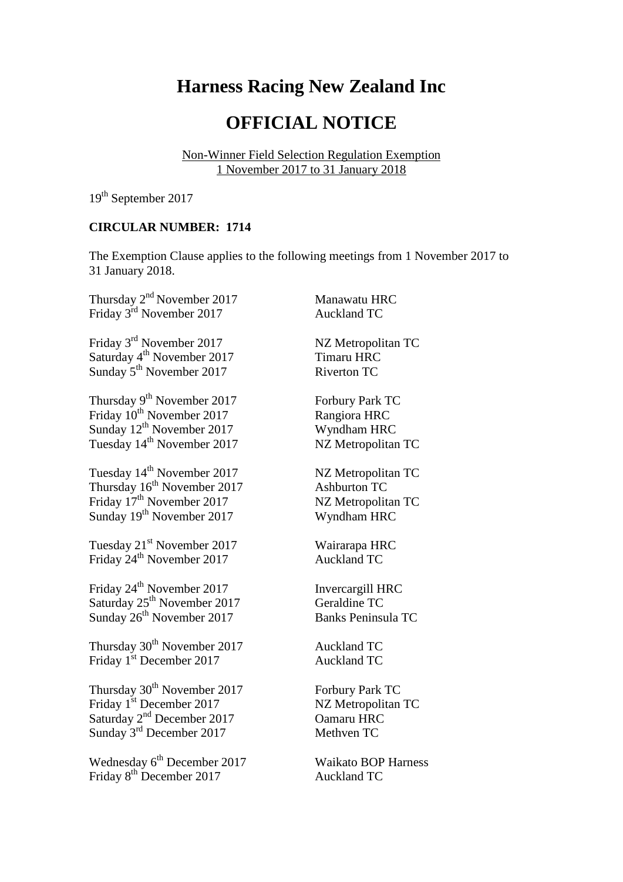# Harness Racing New Zealand Inc

# OFFICIAL NOTICE

Non-Winner Field Selection Regulation Exemption
1 November 2017 to 31 January 2018

19th September 2017

**CIRCULAR NUMBER: 1714**

The Exemption Clause applies to the following meetings from 1 November 2017 to 31 January 2018.

| | |
|---|---|
| Thursday 2nd November 2017 | Manawatu HRC |
| Friday 3rd November 2017 | Auckland TC |
| | |
| Friday 3rd November 2017 | NZ Metropolitan TC |
| Saturday 4th November 2017 | Timaru HRC |
| Sunday 5th November 2017 | Riverton TC |
| | |
| Thursday 9th November 2017 | Forbury Park TC |
| Friday 10th November 2017 | Rangiora HRC |
| Sunday 12th November 2017 | Wyndham HRC |
| Tuesday 14th November 2017 | NZ Metropolitan TC |
| | |
| Tuesday 14th November 2017 | NZ Metropolitan TC |
| Thursday 16th November 2017 | Ashburton TC |
| Friday 17th November 2017 | NZ Metropolitan TC |
| Sunday 19th November 2017 | Wyndham HRC |
| | |
| Tuesday 21st November 2017 | Wairarapa HRC |
| Friday 24th November 2017 | Auckland TC |
| | |
| Friday 24th November 2017 | Invercargill HRC |
| Saturday 25th November 2017 | Geraldine TC |
| Sunday 26th November 2017 | Banks Peninsula TC |
| | |
| Thursday 30th November 2017 | Auckland TC |
| Friday 1st December 2017 | Auckland TC |
| | |
| Thursday 30th November 2017 | Forbury Park TC |
| Friday 1st December 2017 | NZ Metropolitan TC |
| Saturday 2nd December 2017 | Oamaru HRC |
| Sunday 3rd December 2017 | Methven TC |
| | |
| Wednesday 6th December 2017 | Waikato BOP Harness |
| Friday 8th December 2017 | Auckland TC |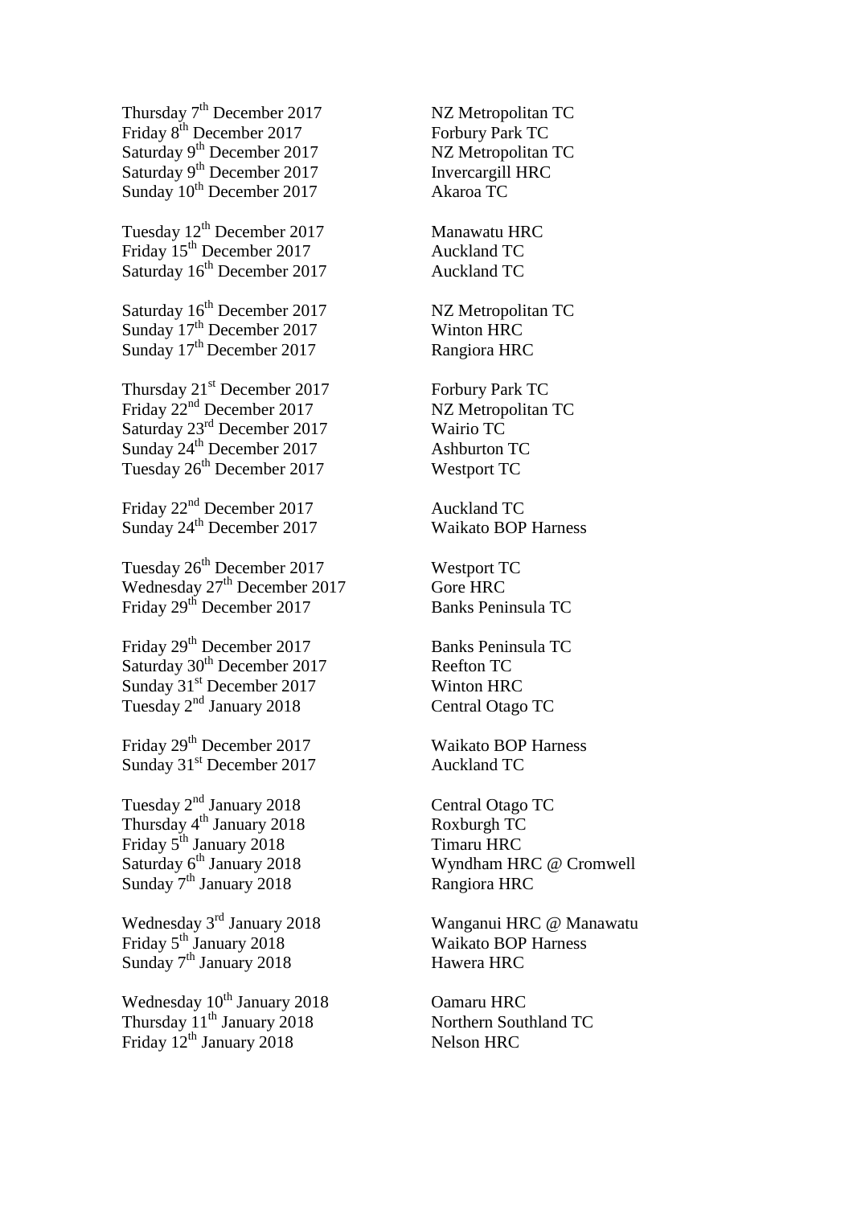Thursday 7th December 2017 NZ Metropolitan TC
Friday 8th December 2017 Forbury Park TC
Saturday 9th December 2017 NZ Metropolitan TC
Saturday 9th December 2017 Invercargill HRC
Sunday 10th December 2017 Akaroa TC

Tuesday 12th December 2017 Manawatu HRC
Friday 15th December 2017 Auckland TC
Saturday 16th December 2017 Auckland TC

Saturday 16th December 2017 NZ Metropolitan TC
Sunday 17th December 2017 Winton HRC
Sunday 17th December 2017 Rangiora HRC

Thursday 21st December 2017 Forbury Park TC
Friday 22nd December 2017 NZ Metropolitan TC
Saturday 23rd December 2017 Wairio TC
Sunday 24th December 2017 Ashburton TC
Tuesday 26th December 2017 Westport TC

Friday 22nd December 2017 Auckland TC
Sunday 24th December 2017 Waikato BOP Harness

Tuesday 26th December 2017 Westport TC
Wednesday 27th December 2017 Gore HRC
Friday 29th December 2017 Banks Peninsula TC

Friday 29th December 2017 Banks Peninsula TC
Saturday 30th December 2017 Reefton TC
Sunday 31st December 2017 Winton HRC
Tuesday 2nd January 2018 Central Otago TC

Friday 29th December 2017 Waikato BOP Harness
Sunday 31st December 2017 Auckland TC

Tuesday 2nd January 2018 Central Otago TC
Thursday 4th January 2018 Roxburgh TC
Friday 5th January 2018 Timaru HRC
Saturday 6th January 2018 Wyndham HRC @ Cromwell
Sunday 7th January 2018 Rangiora HRC

Wednesday 3rd January 2018 Wanganui HRC @ Manawatu
Friday 5th January 2018 Waikato BOP Harness
Sunday 7th January 2018 Hawera HRC

Wednesday 10th January 2018 Oamaru HRC
Thursday 11th January 2018 Northern Southland TC
Friday 12th January 2018 Nelson HRC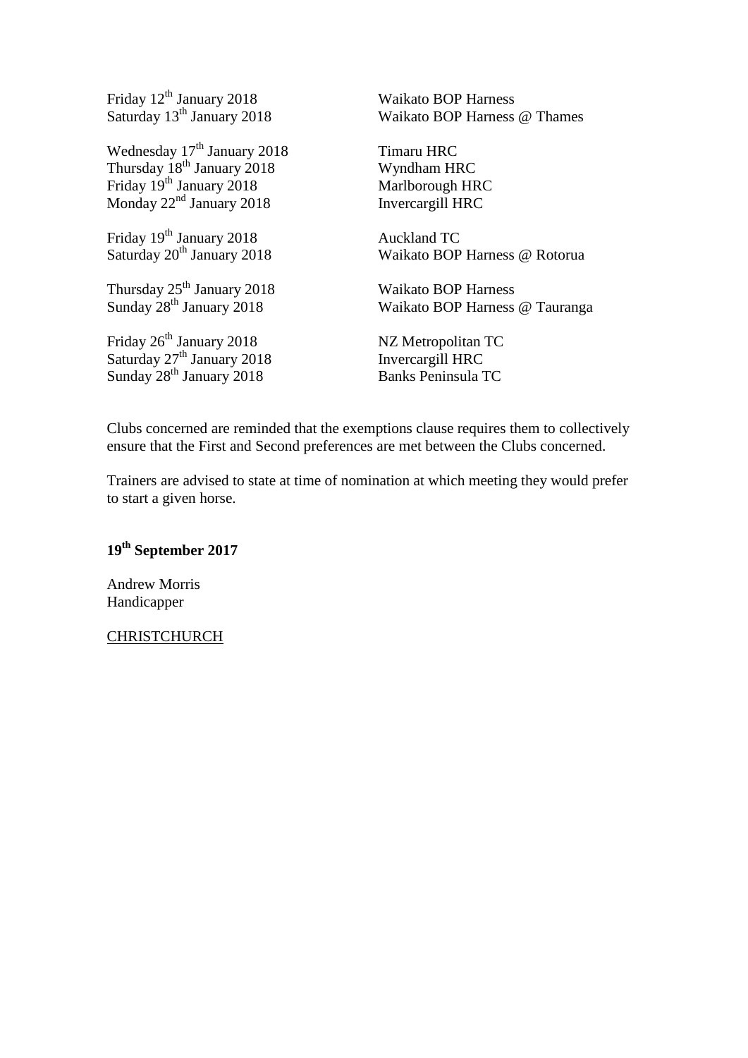| | |
|---|---|
| Friday 12th January 2018 | Waikato BOP Harness |
| Saturday 13th January 2018 | Waikato BOP Harness @ Thames |
| | |
| Wednesday 17th January 2018 | Timaru HRC |
| Thursday 18th January 2018 | Wyndham HRC |
| Friday 19th January 2018 | Marlborough HRC |
| Monday 22nd January 2018 | Invercargill HRC |
| | |
| Friday 19th January 2018 | Auckland TC |
| Saturday 20th January 2018 | Waikato BOP Harness @ Rotorua |
| | |
| Thursday 25th January 2018 | Waikato BOP Harness |
| Sunday 28th January 2018 | Waikato BOP Harness @ Tauranga |
| | |
| Friday 26th January 2018 | NZ Metropolitan TC |
| Saturday 27th January 2018 | Invercargill HRC |
| Sunday 28th January 2018 | Banks Peninsula TC |

Clubs concerned are reminded that the exemptions clause requires them to collectively ensure that the First and Second preferences are met between the Clubs concerned.

Trainers are advised to state at time of nomination at which meeting they would prefer to start a given horse.

**19th September 2017**

Andrew Morris
Handicapper

CHRISTCHURCH